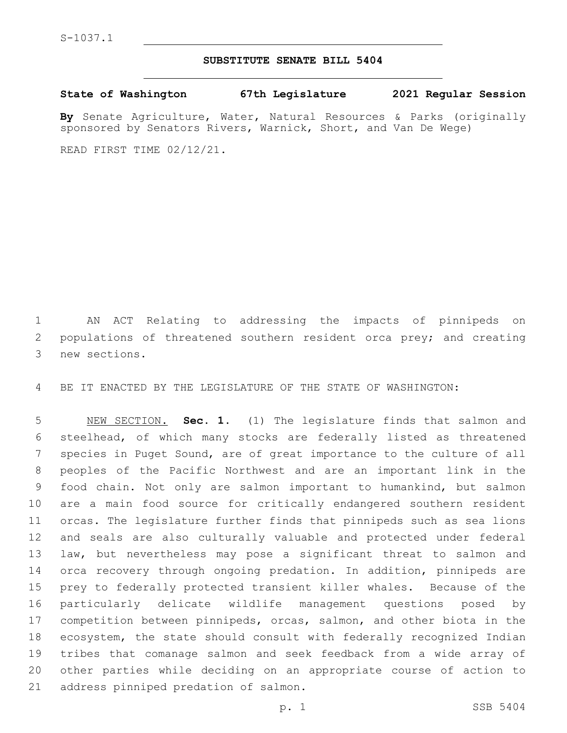S-1037.1

# SUBSTITUTE SENATE BILL 5404

**State of Washington 67th Legislature 2021 Regular Session**

**By** Senate Agriculture, Water, Natural Resources & Parks (originally sponsored by Senators Rivers, Warnick, Short, and Van De Wege)

READ FIRST TIME 02/12/21.

AN ACT Relating to addressing the impacts of pinnipeds on populations of threatened southern resident orca prey; and creating new sections.

BE IT ENACTED BY THE LEGISLATURE OF THE STATE OF WASHINGTON:

NEW SECTION. **Sec. 1.** (1) The legislature finds that salmon and steelhead, of which many stocks are federally listed as threatened species in Puget Sound, are of great importance to the culture of all peoples of the Pacific Northwest and are an important link in the food chain. Not only are salmon important to humankind, but salmon are a main food source for critically endangered southern resident orcas. The legislature further finds that pinnipeds such as sea lions and seals are also culturally valuable and protected under federal law, but nevertheless may pose a significant threat to salmon and orca recovery through ongoing predation. In addition, pinnipeds are prey to federally protected transient killer whales. Because of the particularly delicate wildlife management questions posed by competition between pinnipeds, orcas, salmon, and other biota in the ecosystem, the state should consult with federally recognized Indian tribes that comanage salmon and seek feedback from a wide array of other parties while deciding on an appropriate course of action to address pinniped predation of salmon.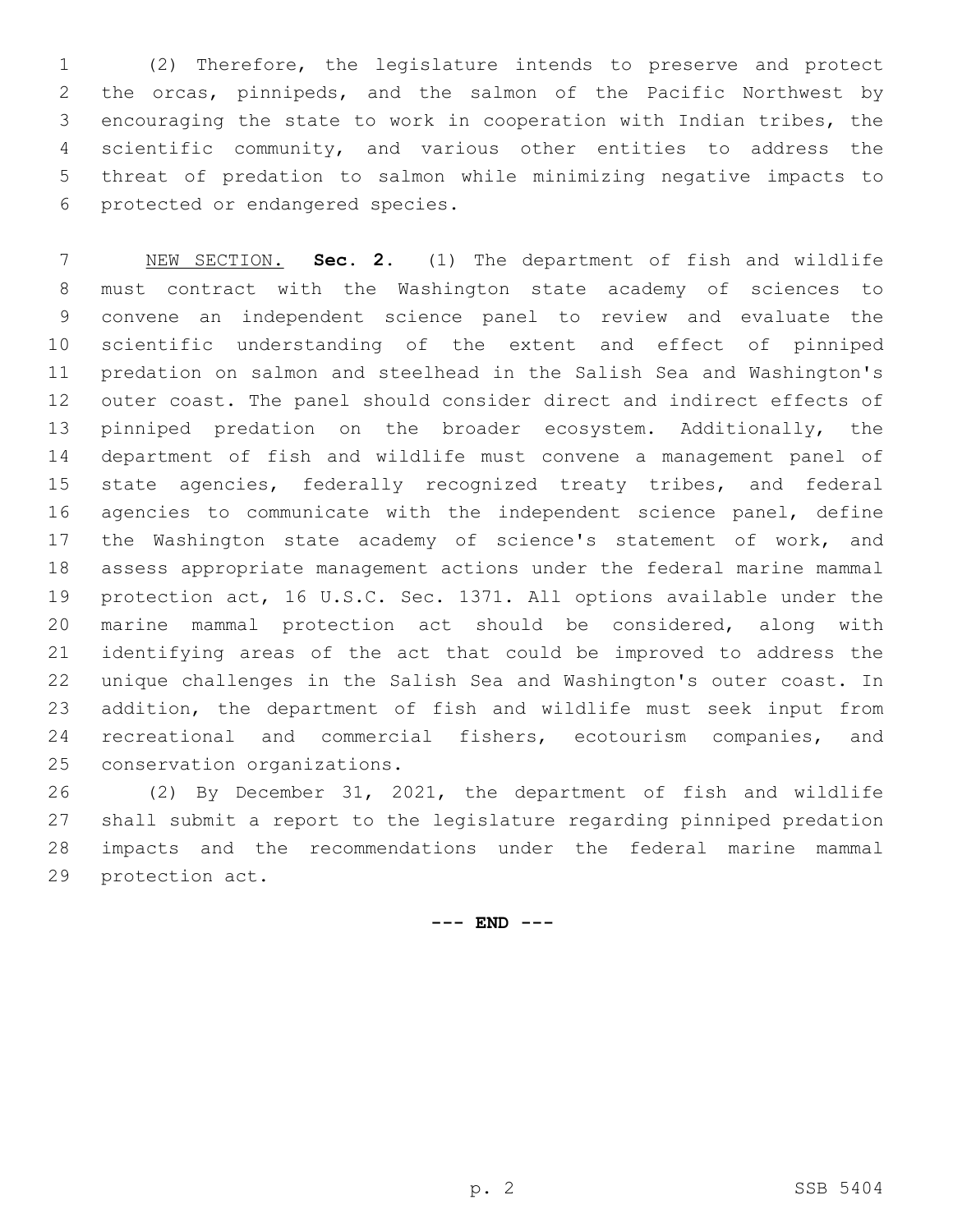(2) Therefore, the legislature intends to preserve and protect the orcas, pinnipeds, and the salmon of the Pacific Northwest by encouraging the state to work in cooperation with Indian tribes, the scientific community, and various other entities to address the threat of predation to salmon while minimizing negative impacts to protected or endangered species.

NEW SECTION. **Sec. 2.** (1) The department of fish and wildlife must contract with the Washington state academy of sciences to convene an independent science panel to review and evaluate the scientific understanding of the extent and effect of pinniped predation on salmon and steelhead in the Salish Sea and Washington's outer coast. The panel should consider direct and indirect effects of pinniped predation on the broader ecosystem. Additionally, the department of fish and wildlife must convene a management panel of state agencies, federally recognized treaty tribes, and federal agencies to communicate with the independent science panel, define the Washington state academy of science's statement of work, and assess appropriate management actions under the federal marine mammal protection act, 16 U.S.C. Sec. 1371. All options available under the marine mammal protection act should be considered, along with identifying areas of the act that could be improved to address the unique challenges in the Salish Sea and Washington's outer coast. In addition, the department of fish and wildlife must seek input from recreational and commercial fishers, ecotourism companies, and conservation organizations.

(2) By December 31, 2021, the department of fish and wildlife shall submit a report to the legislature regarding pinniped predation impacts and the recommendations under the federal marine mammal protection act.

**--- END ---**